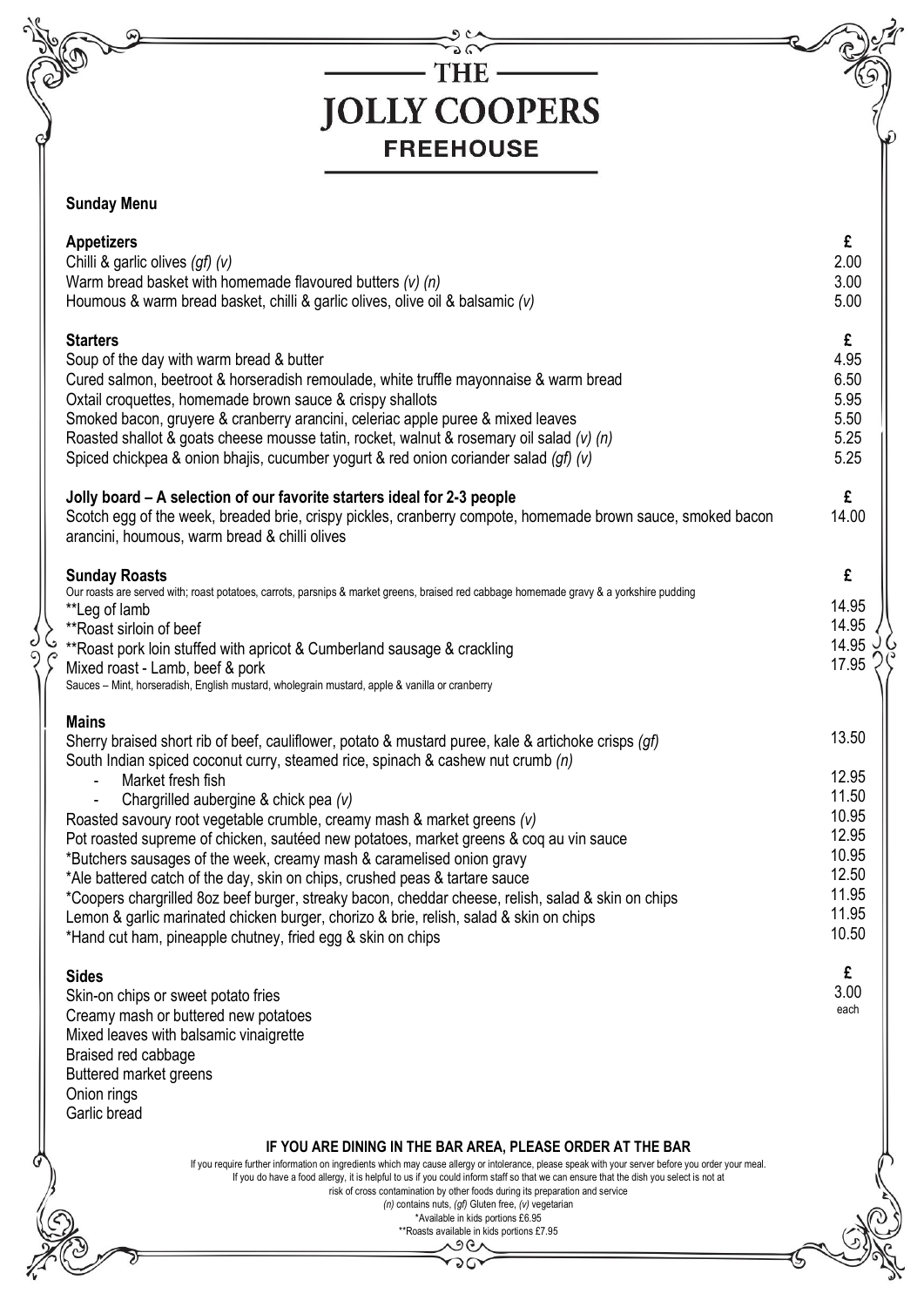# THE JOLLY COOPERS

## FREEHOUSE

**Sunday Menu**

| **Appetizers** | **£** |
|---|---|
| Chilli & garlic olives *(gf) (v)* | 2.00 |
| Warm bread basket with homemade flavoured butters *(v) (n)* | 3.00 |
| Houmous & warm bread basket, chilli & garlic olives, olive oil & balsamic *(v)* | 5.00 |

| **Starters** | **£** |
|---|---|
| Soup of the day with warm bread & butter | 4.95 |
| Cured salmon, beetroot & horseradish remoulade, white truffle mayonnaise & warm bread | 6.50 |
| Oxtail croquettes, homemade brown sauce & crispy shallots | 5.95 |
| Smoked bacon, gruyere & cranberry arancini, celeriac apple puree & mixed leaves | 5.50 |
| Roasted shallot & goats cheese mousse tatin, rocket, walnut & rosemary oil salad *(v) (n)* | 5.25 |
| Spiced chickpea & onion bhajis, cucumber yogurt & red onion coriander salad *(gf) (v)* | 5.25 |

| **Jolly board – A selection of our favorite starters ideal for 2-3 people** | **£** |
|---|---|
| Scotch egg of the week, breaded brie, crispy pickles, cranberry compote, homemade brown sauce, smoked bacon arancini, houmous, warm bread & chilli olives | 14.00 |

| **Sunday Roasts** | **£** |
|---|---|
| Our roasts are served with; roast potatoes, carrots, parsnips & market greens, braised red cabbage homemade gravy & a yorkshire pudding | |
| **Leg of lamb | 14.95 |
| **Roast sirloin of beef | 14.95 |
| **Roast pork loin stuffed with apricot & Cumberland sausage & crackling | 14.95 |
| Mixed roast - Lamb, beef & pork | 17.95 |
| Sauces – Mint, horseradish, English mustard, wholegrain mustard, apple & vanilla or cranberry | |

| **Mains** | |
|---|---|
| Sherry braised short rib of beef, cauliflower, potato & mustard puree, kale & artichoke crisps *(gf)* | 13.50 |
| South Indian spiced coconut curry, steamed rice, spinach & cashew nut crumb *(n)* | |
| - Market fresh fish | 12.95 |
| - Chargrilled aubergine & chick pea *(v)* | 11.50 |
| Roasted savoury root vegetable crumble, creamy mash & market greens *(v)* | 10.95 |
| Pot roasted supreme of chicken, sautéed new potatoes, market greens & coq au vin sauce | 12.95 |
| *Butchers sausages of the week, creamy mash & caramelised onion gravy | 10.95 |
| *Ale battered catch of the day, skin on chips, crushed peas & tartare sauce | 12.50 |
| *Coopers chargrilled 8oz beef burger, streaky bacon, cheddar cheese, relish, salad & skin on chips | 11.95 |
| Lemon & garlic marinated chicken burger, chorizo & brie, relish, salad & skin on chips | 11.95 |
| *Hand cut ham, pineapple chutney, fried egg & skin on chips | 10.50 |

| **Sides** | **£** |
|---|---|
| Skin-on chips or sweet potato fries | 3.00 each |
| Creamy mash or buttered new potatoes | |
| Mixed leaves with balsamic vinaigrette | |
| Braised red cabbage | |
| Buttered market greens | |
| Onion rings | |
| Garlic bread | |

**IF YOU ARE DINING IN THE BAR AREA, PLEASE ORDER AT THE BAR**

If you require further information on ingredients which may cause allergy or intolerance, please speak with your server before you order your meal. If you do have a food allergy, it is helpful to us if you could inform staff so that we can ensure that the dish you select is not at risk of cross contamination by other foods during its preparation and service

*(n)* contains nuts, *(gf)* Gluten free, *(v)* vegetarian

*Available in kids portions £6.95

**Roasts available in kids portions £7.95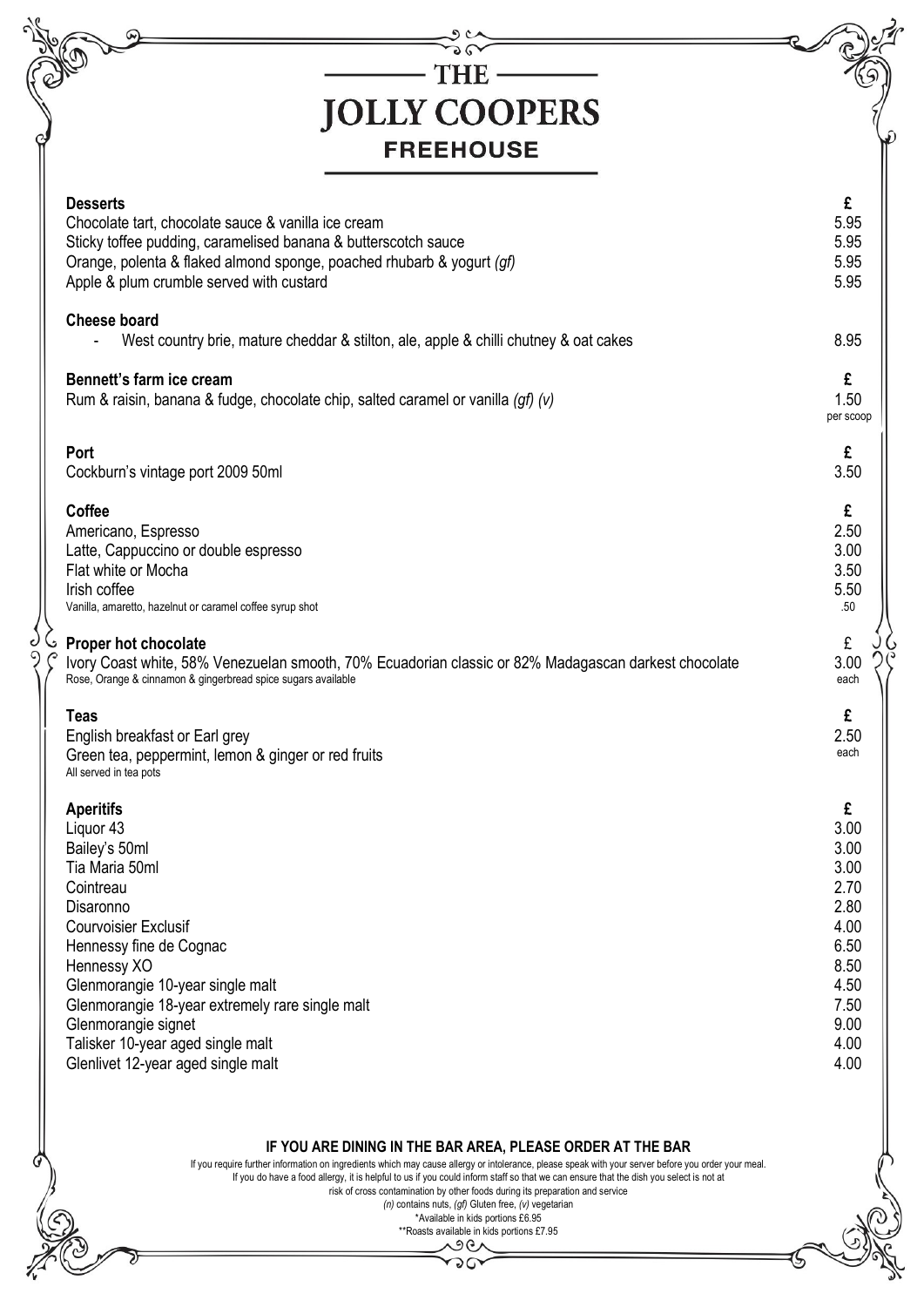# THE JOLLY COOPERS

## FREEHOUSE

| **Desserts** | **£** |
|---|---|
| Chocolate tart, chocolate sauce & vanilla ice cream | 5.95 |
| Sticky toffee pudding, caramelised banana & butterscotch sauce | 5.95 |
| Orange, polenta & flaked almond sponge, poached rhubarb & yogurt *(gf)* | 5.95 |
| Apple & plum crumble served with custard | 5.95 |

**Cheese board**

- West country brie, mature cheddar & stilton, ale, apple & chilli chutney & oat cakes — 8.95

| **Bennett's farm ice cream** | **£** |
|---|---|
| Rum & raisin, banana & fudge, chocolate chip, salted caramel or vanilla *(gf) (v)* | 1.50 per scoop |

| **Port** | **£** |
|---|---|
| Cockburn's vintage port 2009 50ml | 3.50 |

| **Coffee** | **£** |
|---|---|
| Americano, Espresso | 2.50 |
| Latte, Cappuccino or double espresso | 3.00 |
| Flat white or Mocha | 3.50 |
| Irish coffee | 5.50 |
| Vanilla, amaretto, hazelnut or caramel coffee syrup shot | .50 |

| **Proper hot chocolate** | **£** |
|---|---|
| Ivory Coast white, 58% Venezuelan smooth, 70% Ecuadorian classic or 82% Madagascan darkest chocolate | 3.00 each |
| Rose, Orange & cinnamon & gingerbread spice sugars available | |

| **Teas** | **£** |
|---|---|
| English breakfast or Earl grey | 2.50 each |
| Green tea, peppermint, lemon & ginger or red fruits | |
| All served in tea pots | |

| **Aperitifs** | **£** |
|---|---|
| Liquor 43 | 3.00 |
| Bailey's 50ml | 3.00 |
| Tia Maria 50ml | 3.00 |
| Cointreau | 2.70 |
| Disaronno | 2.80 |
| Courvoisier Exclusif | 4.00 |
| Hennessy fine de Cognac | 6.50 |
| Hennessy XO | 8.50 |
| Glenmorangie 10-year single malt | 4.50 |
| Glenmorangie 18-year extremely rare single malt | 7.50 |
| Glenmorangie signet | 9.00 |
| Talisker 10-year aged single malt | 4.00 |
| Glenlivet 12-year aged single malt | 4.00 |

**IF YOU ARE DINING IN THE BAR AREA, PLEASE ORDER AT THE BAR**

If you require further information on ingredients which may cause allergy or intolerance, please speak with your server before you order your meal.
If you do have a food allergy, it is helpful to us if you could inform staff so that we can ensure that the dish you select is not at risk of cross contamination by other foods during its preparation and service

*(n)* contains nuts, *(gf)* Gluten free, *(v)* vegetarian

*Available in kids portions £6.95

**Roasts available in kids portions £7.95